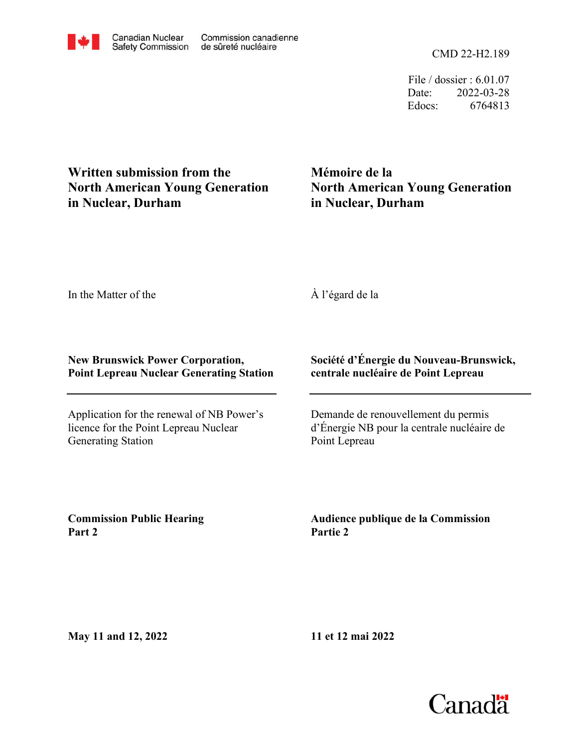Canadian Nuclear Safety Commission | Commission canadienne de sûreté nucléaire

CMD 22-H2.189

File / dossier : 6.01.07
Date: 2022-03-28
Edocs: 6764813

**Written submission from the North American Young Generation in Nuclear, Durham**

**Mémoire de la North American Young Generation in Nuclear, Durham**

In the Matter of the

À l'égard de la

**New Brunswick Power Corporation, Point Lepreau Nuclear Generating Station**

**Société d'Énergie du Nouveau-Brunswick, centrale nucléaire de Point Lepreau**

Application for the renewal of NB Power's licence for the Point Lepreau Nuclear Generating Station

Demande de renouvellement du permis d'Énergie NB pour la centrale nucléaire de Point Lepreau

**Commission Public Hearing Part 2**

**Audience publique de la Commission Partie 2**

**May 11 and 12, 2022**

**11 et 12 mai 2022**

Canada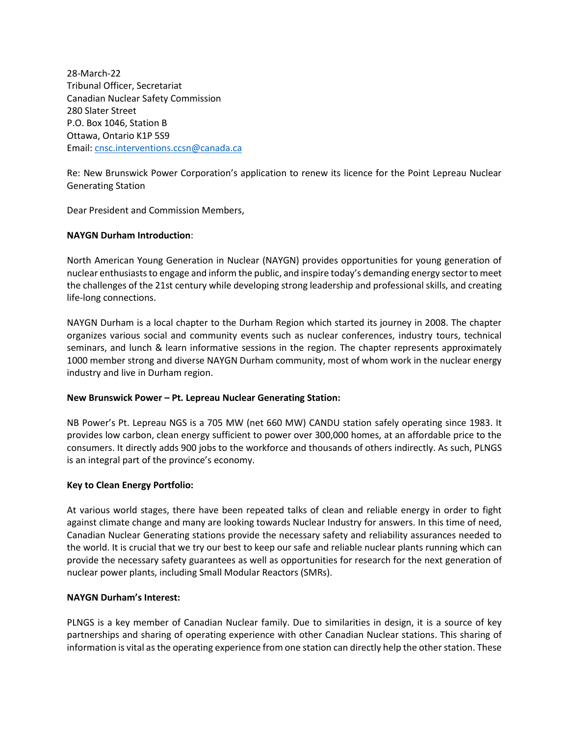28-March-22
Tribunal Officer, Secretariat
Canadian Nuclear Safety Commission
280 Slater Street
P.O. Box 1046, Station B
Ottawa, Ontario K1P 5S9
Email: cnsc.interventions.ccsn@canada.ca

Re: New Brunswick Power Corporation's application to renew its licence for the Point Lepreau Nuclear Generating Station

Dear President and Commission Members,

**NAYGN Durham Introduction**:

North American Young Generation in Nuclear (NAYGN) provides opportunities for young generation of nuclear enthusiasts to engage and inform the public, and inspire today's demanding energy sector to meet the challenges of the 21st century while developing strong leadership and professional skills, and creating life-long connections.

NAYGN Durham is a local chapter to the Durham Region which started its journey in 2008. The chapter organizes various social and community events such as nuclear conferences, industry tours, technical seminars, and lunch & learn informative sessions in the region. The chapter represents approximately 1000 member strong and diverse NAYGN Durham community, most of whom work in the nuclear energy industry and live in Durham region.

**New Brunswick Power – Pt. Lepreau Nuclear Generating Station:**

NB Power's Pt. Lepreau NGS is a 705 MW (net 660 MW) CANDU station safely operating since 1983. It provides low carbon, clean energy sufficient to power over 300,000 homes, at an affordable price to the consumers. It directly adds 900 jobs to the workforce and thousands of others indirectly. As such, PLNGS is an integral part of the province's economy.

**Key to Clean Energy Portfolio:**

At various world stages, there have been repeated talks of clean and reliable energy in order to fight against climate change and many are looking towards Nuclear Industry for answers. In this time of need, Canadian Nuclear Generating stations provide the necessary safety and reliability assurances needed to the world. It is crucial that we try our best to keep our safe and reliable nuclear plants running which can provide the necessary safety guarantees as well as opportunities for research for the next generation of nuclear power plants, including Small Modular Reactors (SMRs).

**NAYGN Durham's Interest:**

PLNGS is a key member of Canadian Nuclear family. Due to similarities in design, it is a source of key partnerships and sharing of operating experience with other Canadian Nuclear stations. This sharing of information is vital as the operating experience from one station can directly help the other station. These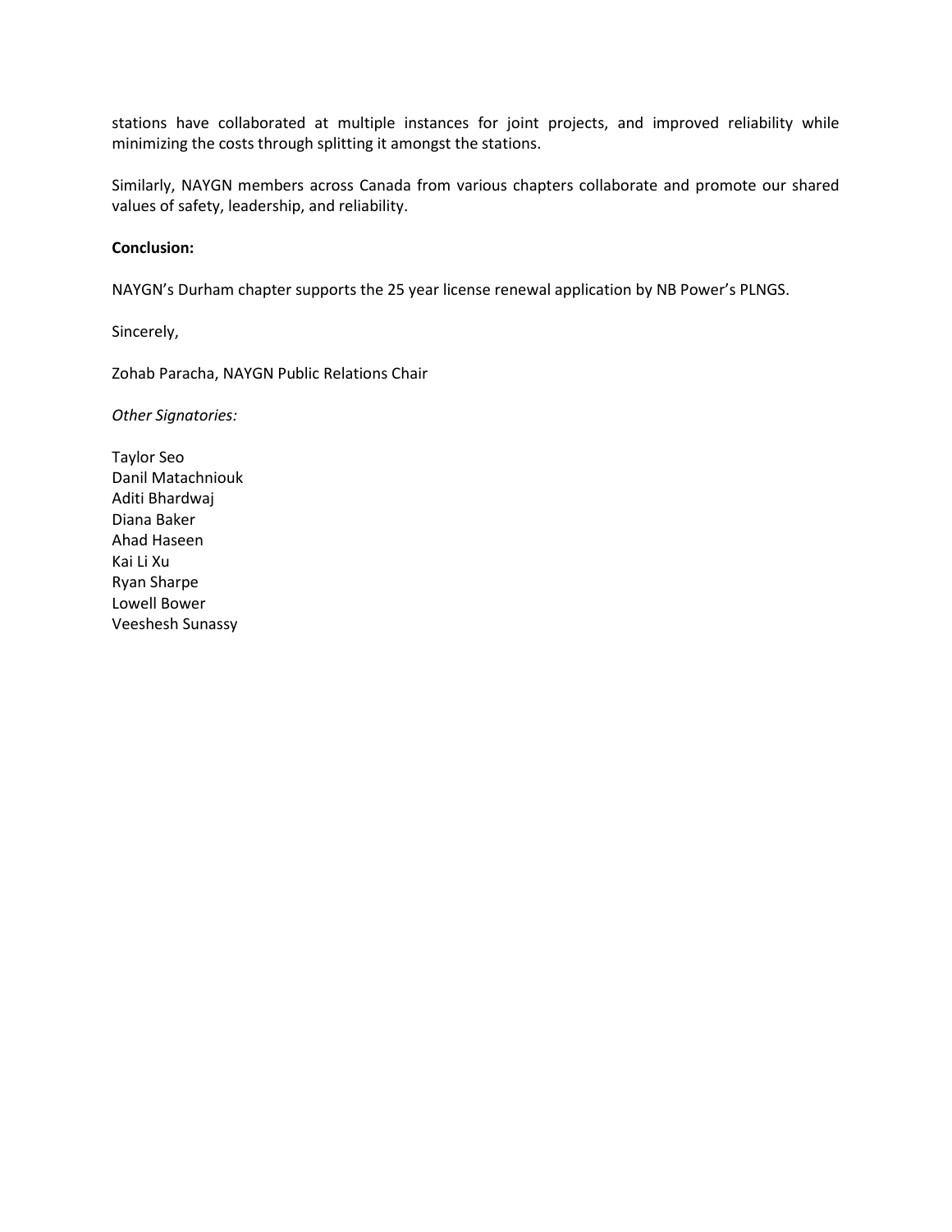stations have collaborated at multiple instances for joint projects, and improved reliability while minimizing the costs through splitting it amongst the stations.

Similarly, NAYGN members across Canada from various chapters collaborate and promote our shared values of safety, leadership, and reliability.

**Conclusion:**

NAYGN's Durham chapter supports the 25 year license renewal application by NB Power's PLNGS.

Sincerely,

Zohab Paracha, NAYGN Public Relations Chair

*Other Signatories:*

Taylor Seo  
Danil Matachniouk  
Aditi Bhardwaj  
Diana Baker  
Ahad Haseen  
Kai Li Xu  
Ryan Sharpe  
Lowell Bower  
Veeshesh Sunassy